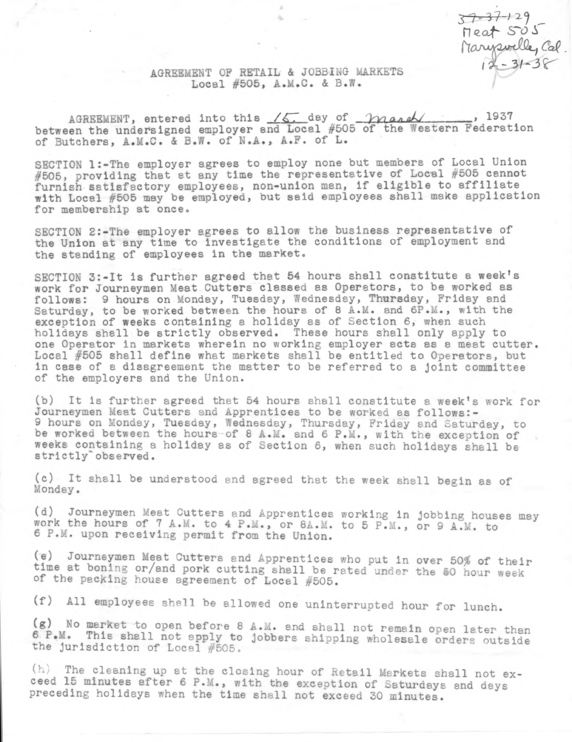37-37-129
Meat 505
Marysville, Cal.
12-31-38

# AGREEMENT OF RETAIL & JOBBING MARKETS
## Local #505, A.M.C. & B.W.

AGREEMENT, entered into this 15 day of March, 1937 between the undersigned employer and Local #505 of the Western Federation of Butchers, A.M.C. & B.W. of N.A., A.F. of L.

SECTION 1:-The employer agrees to employ none but members of Local Union #505, providing that at any time the representative of Local #505 cannot furnish satisfactory employees, non-union men, if eligible to affiliate with Local #505 may be employed, but said employees shall make application for membership at once.

SECTION 2:-The employer agrees to allow the business representative of the Union at any time to investigate the conditions of employment and the standing of employees in the market.

SECTION 3:-It is further agreed that 54 hours shall constitute a week's work for Journeymen Meat Cutters classed as Operators, to be worked as follows: 9 hours on Monday, Tuesday, Wednesday, Thursday, Friday and Saturday, to be worked between the hours of 8 A.M. and 6P.M., with the exception of weeks containing a holiday as of Section 6, when such holidays shall be strictly observed. These hours shall only apply to one Operator in markets wherein no working employer acts as a meat cutter. Local #505 shall define what markets shall be entitled to Operators, but in case of a disagreement the matter to be referred to a joint committee of the employers and the Union.

(b) It is further agreed that 54 hours shall constitute a week's work for Journeymen Meat Cutters and Apprentices to be worked as follows:- 9 hours on Monday, Tuesday, Wednesday, Thursday, Friday and Saturday, to be worked between the hours of 8 A.M. and 6 P.M., with the exception of weeks containing a holiday as of Section 6, when such holidays shall be strictly observed.

(c) It shall be understood and agreed that the week shall begin as of Monday.

(d) Journeymen Meat Cutters and Apprentices working in jobbing houses may work the hours of 7 A.M. to 4 P.M., or 8A.M. to 5 P.M., or 9 A.M. to 6 P.M. upon receiving permit from the Union.

(e) Journeymen Meat Cutters and Apprentices who put in over 50% of their time at boning or/and pork cutting shall be rated under the 50 hour week of the packing house agreement of Local #505.

(f) All employees shall be allowed one uninterrupted hour for lunch.

(g) No market to open before 8 A.M. and shall not remain open later than 6 P.M. This shall not apply to jobbers shipping wholesale orders outside the jurisdiction of Local #505.

(h) The cleaning up at the closing hour of Retail Markets shall not exceed 15 minutes after 6 P.M., with the exception of Saturdays and days preceding holidays when the time shall not exceed 30 minutes.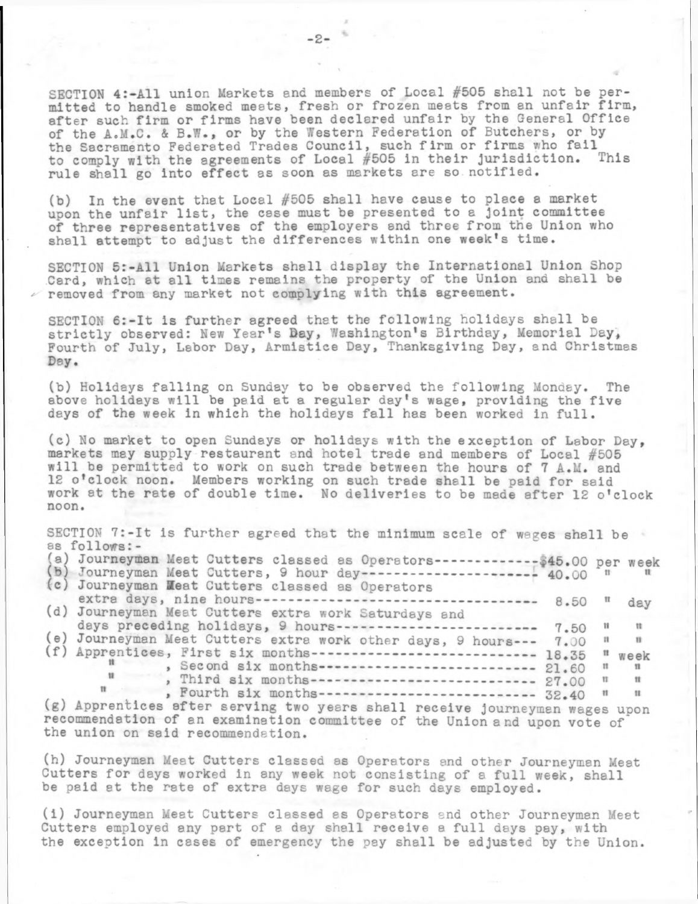SECTION 4:-All union Markets and members of Local #505 shall not be permitted to handle smoked meats, fresh or frozen meats from an unfair firm, after such firm or firms have been declared unfair by the General Office of the A.M.C. & B.W., or by the Western Federation of Butchers, or by the Sacramento Federated Trades Council, such firm or firms who fail to comply with the agreements of Local #505 in their jurisdiction. This rule shall go into effect as soon as markets are so notified.

(b) In the event that Local #505 shall have cause to place a market upon the unfair list, the case must be presented to a joint committee of three representatives of the employers and three from the Union who shall attempt to adjust the differences within one week's time.

SECTION 5:-All Union Markets shall display the International Union Shop Card, which at all times remains the property of the Union and shall be removed from any market not complying with this agreement.

SECTION 6:-It is further agreed that the following holidays shall be strictly observed: New Year's Day, Washington's Birthday, Memorial Day, Fourth of July, Labor Day, Armistice Day, Thanksgiving Day, and Christmas Day.

(b) Holidays falling on Sunday to be observed the following Monday. The above holidays will be paid at a regular day's wage, providing the five days of the week in which the holidays fall has been worked in full.

(c) No market to open Sundays or holidays with the exception of Labor Day, markets may supply restaurant and hotel trade and members of Local #505 will be permitted to work on such trade between the hours of 7 A.M. and 12 o'clock noon. Members working on such trade shall be paid for said work at the rate of double time. No deliveries to be made after 12 o'clock noon.

SECTION 7:-It is further agreed that the minimum scale of wages shall be as follows:-

(a) Journeyman Meat Cutters classed as Operators------------$45.00 per week
(b) Journeyman Meat Cutters, 9 hour day-------------------- 40.00 " "
(c) Journeyman Meat Cutters classed as Operators
extra days, nine hours--------------------------------- 8.50 " day
(d) Journeyman Meat Cutters extra work Saturdays and
days preceding holidays, 9 hours----------------------- 7.50 " "
(e) Journeyman Meat Cutters extra work other days, 9 hours--- 7.00 " "
(f) Apprentices, First six months-------------------------- 18.35 " week
" , Second six months-------------------------- 21.60 " "
" , Third six months--------------------------- 27.00 " "
" , Fourth six months-------------------------- 32.40 " "

(g) Apprentices after serving two years shall receive journeymen wages upon recommendation of an examination committee of the Union and upon vote of the union on said recommendation.

(h) Journeyman Meat Cutters classed as Operators and other Journeyman Meat Cutters for days worked in any week not consisting of a full week, shall be paid at the rate of extra days wage for such days employed.

(i) Journeyman Meat Cutters classed as Operators and other Journeyman Meat Cutters employed any part of a day shall receive a full days pay, with the exception in cases of emergency the pay shall be adjusted by the Union.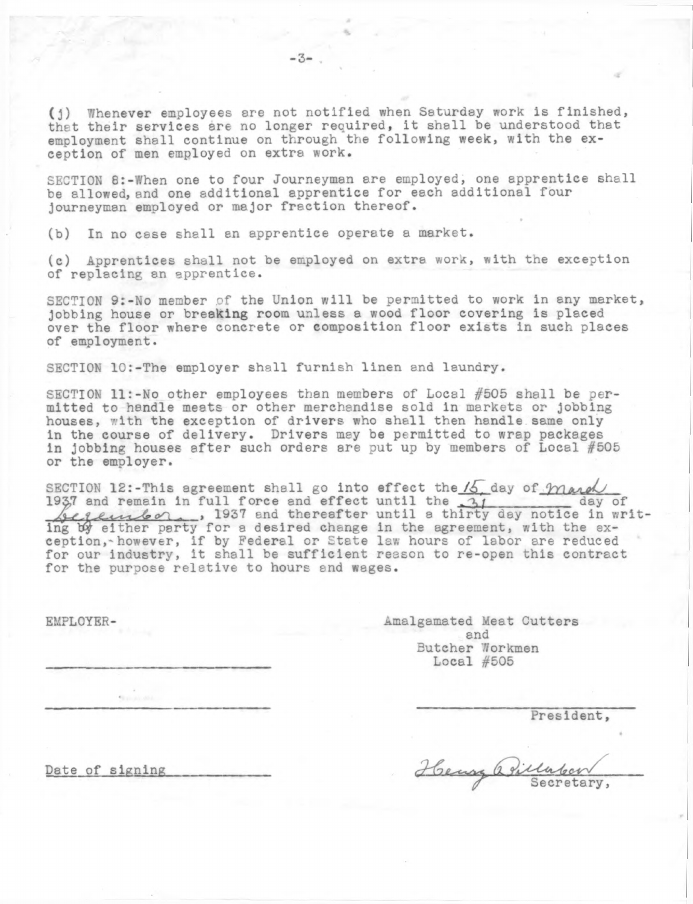(j) Whenever employees are not notified when Saturday work is finished, that their services are no longer required, it shall be understood that employment shall continue on through the following week, with the exception of men employed on extra work.

SECTION 8:-When one to four Journeyman are employed, one apprentice shall be allowed, and one additional apprentice for each additional four journeyman employed or major fraction thereof.

(b) In no case shall an apprentice operate a market.

(c) Apprentices shall not be employed on extra work, with the exception of replacing an apprentice.

SECTION 9:-No member of the Union will be permitted to work in any market, jobbing house or breaking room unless a wood floor covering is placed over the floor where concrete or composition floor exists in such places of employment.

SECTION 10:-The employer shall furnish linen and laundry.

SECTION 11:-No other employees than members of Local #505 shall be permitted to handle meats or other merchandise sold in markets or jobbing houses, with the exception of drivers who shall then handle same only in the course of delivery. Drivers may be permitted to wrap packages in jobbing houses after such orders are put up by members of Local #505 or the employer.

SECTION 12:-This agreement shall go into effect the 15 day of March 1937 and remain in full force and effect until the 31 day of December, 1937 and thereafter until a thirty day notice in writing by either party for a desired change in the agreement, with the exception, however, if by Federal or State law hours of labor are reduced for our industry, it shall be sufficient reason to re-open this contract for the purpose relative to hours and wages.

EMPLOYER-

\_\_\_\_\_\_\_\_\_\_\_\_\_\_\_\_\_\_\_\_\_\_\_\_

\_\_\_\_\_\_\_\_\_\_\_\_\_\_\_\_\_\_\_\_\_\_\_\_

Amalgamated Meat Cutters
and
Butcher Workmen
Local #505

\_\_\_\_\_\_\_\_\_\_\_\_\_\_\_\_\_\_\_\_\_\_\_\_
President,

Date of signing \_\_\_\_\_\_\_\_\_\_\_\_

Henry A. Pillabar
Secretary,